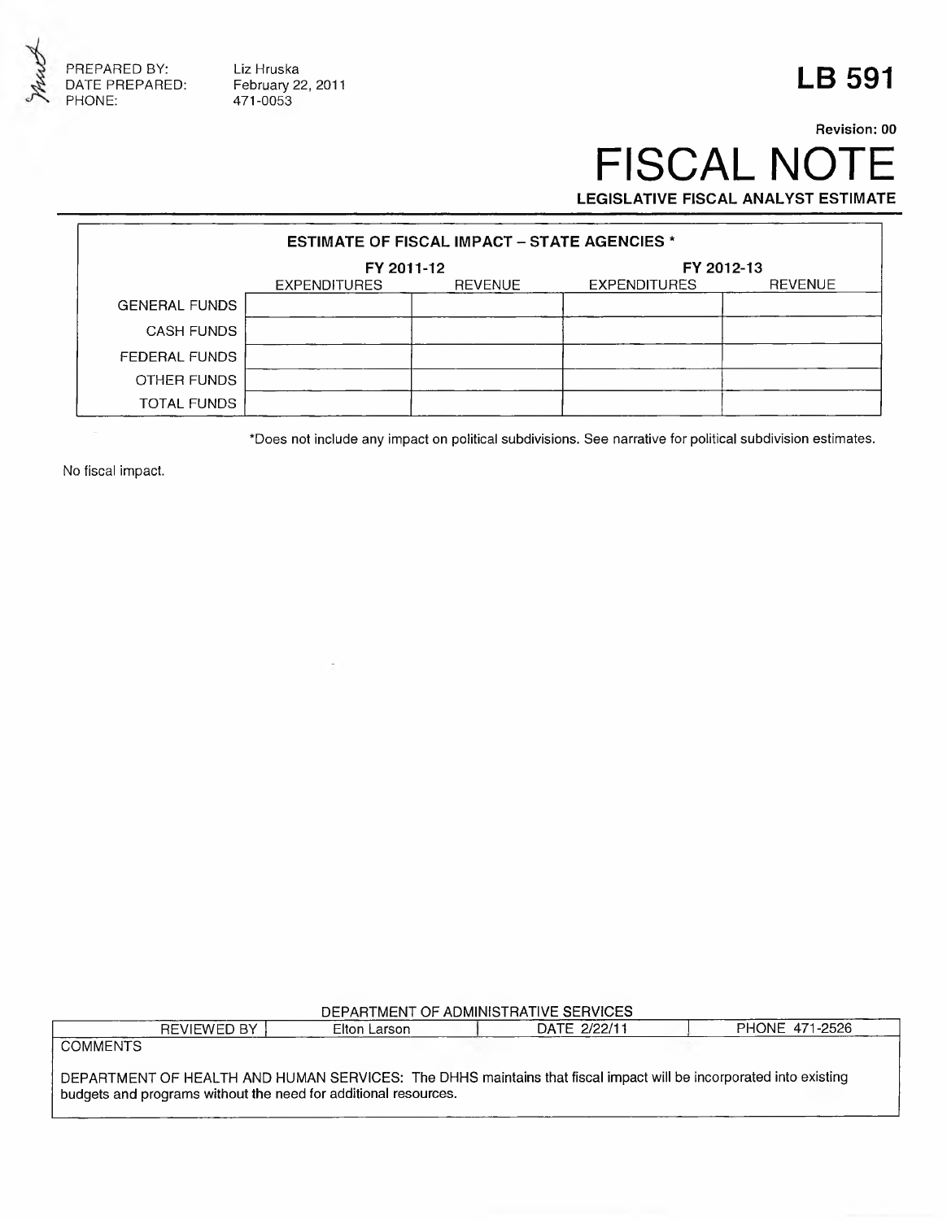PREPARED BY: Liz Hruska
DATE PREPARED: February 22, 2011
PHONE: 471-0053

# LB 591

**Revision: 00**

# FISCAL NOTE

**LEGISLATIVE FISCAL ANALYST ESTIMATE**

| ESTIMATE OF FISCAL IMPACT – STATE AGENCIES * | | | | |
|---|---|---|---|---|
| | FY 2011-12 | | FY 2012-13 | |
| | EXPENDITURES | REVENUE | EXPENDITURES | REVENUE |
| GENERAL FUNDS | | | | |
| CASH FUNDS | | | | |
| FEDERAL FUNDS | | | | |
| OTHER FUNDS | | | | |
| TOTAL FUNDS | | | | |

*Does not include any impact on political subdivisions. See narrative for political subdivision estimates.

No fiscal impact.

DEPARTMENT OF ADMINISTRATIVE SERVICES

| REVIEWED BY | Elton Larson | DATE 2/22/11 | PHONE 471-2526 |
|---|---|---|---|

COMMENTS

DEPARTMENT OF HEALTH AND HUMAN SERVICES: The DHHS maintains that fiscal impact will be incorporated into existing budgets and programs without the need for additional resources.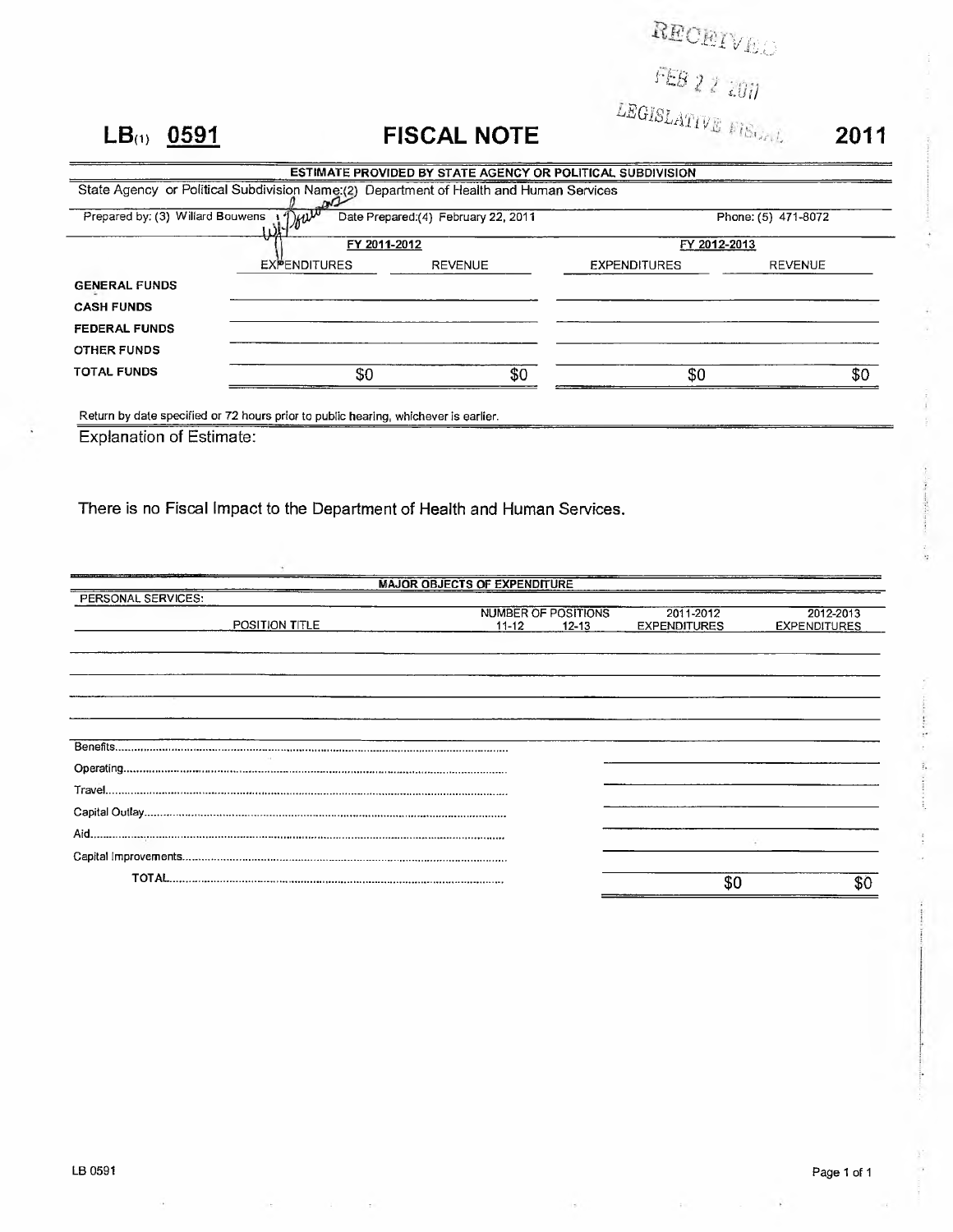RECEIVED

FEB 22 2011

LEGISLATIVE FISCAL

# LB(1) 0591 FISCAL NOTE 2011

**ESTIMATE PROVIDED BY STATE AGENCY OR POLITICAL SUBDIVISION**

State Agency or Political Subdivision Name:(2) Department of Health and Human Services

Prepared by: (3) Willard Bouwens Date Prepared:(4) February 22, 2011 Phone: (5) 471-8072

| | FY 2011-2012 | | FY 2012-2013 | |
|---|---|---|---|---|
| | EXPENDITURES | REVENUE | EXPENDITURES | REVENUE |
| GENERAL FUNDS | | | | |
| CASH FUNDS | | | | |
| FEDERAL FUNDS | | | | |
| OTHER FUNDS | | | | |
| TOTAL FUNDS | $0 | $0 | $0 | $0 |

Return by date specified or 72 hours prior to public hearing, whichever is earlier.

Explanation of Estimate:

There is no Fiscal Impact to the Department of Health and Human Services.

**MAJOR OBJECTS OF EXPENDITURE**

PERSONAL SERVICES:

| POSITION TITLE | NUMBER OF POSITIONS 11-12 | NUMBER OF POSITIONS 12-13 | 2011-2012 EXPENDITURES | 2012-2013 EXPENDITURES |
|---|---|---|---|---|
| | | | | |
| Benefits | | | | |
| Operating | | | | |
| Travel | | | | |
| Capital Outlay | | | | |
| Aid | | | | |
| Capital Improvements | | | | |
| TOTAL | | | $0 | $0 |